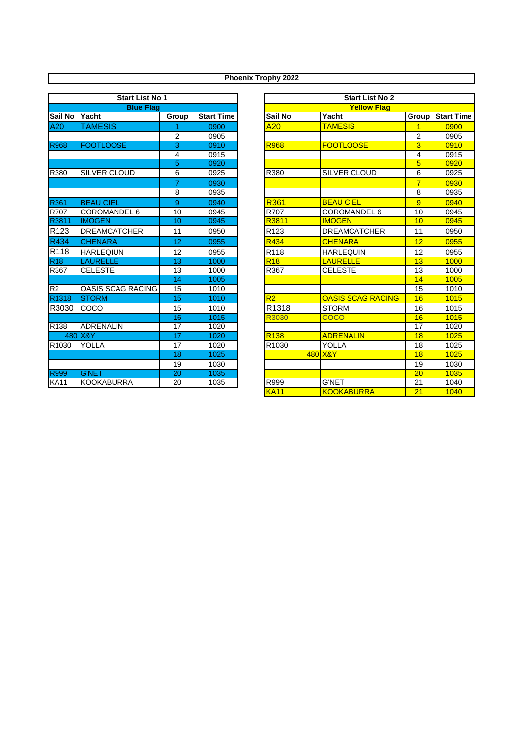# Phoenix Trophy 2022

## Start List No 1

**Blue Flag**

| Sail No | Yacht | Group | Start Time |
|---|---|---|---|
| A20 | TAMESIS | 1 | 0900 |
| | | 2 | 0905 |
| R968 | FOOTLOOSE | 3 | 0910 |
| | | 4 | 0915 |
| | | 5 | 0920 |
| R380 | SILVER CLOUD | 6 | 0925 |
| | | 7 | 0930 |
| | | 8 | 0935 |
| R361 | BEAU CIEL | 9 | 0940 |
| R707 | COROMANDEL 6 | 10 | 0945 |
| R3811 | IMOGEN | 10 | 0945 |
| R123 | DREAMCATCHER | 11 | 0950 |
| R434 | CHENARA | 12 | 0955 |
| R118 | HARLEQIUN | 12 | 0955 |
| R18 | LAURELLE | 13 | 1000 |
| R367 | CELESTE | 13 | 1000 |
| | | 14 | 1005 |
| R2 | OASIS SCAG RACING | 15 | 1010 |
| R1318 | STORM | 15 | 1010 |
| R3030 | COCO | 15 | 1010 |
| | | 16 | 1015 |
| R138 | ADRENALIN | 17 | 1020 |
| 480 | X&Y | 17 | 1020 |
| R1030 | YOLLA | 17 | 1020 |
| | | 18 | 1025 |
| | | 19 | 1030 |
| R999 | G'NET | 20 | 1035 |
| KA11 | KOOKABURRA | 20 | 1035 |

## Start List No 2

**Yellow Flag**

| Sail No | Yacht | Group | Start Time |
|---|---|---|---|
| A20 | TAMESIS | 1 | 0900 |
| | | 2 | 0905 |
| R968 | FOOTLOOSE | 3 | 0910 |
| | | 4 | 0915 |
| | | 5 | 0920 |
| R380 | SILVER CLOUD | 6 | 0925 |
| | | 7 | 0930 |
| | | 8 | 0935 |
| R361 | BEAU CIEL | 9 | 0940 |
| R707 | COROMANDEL 6 | 10 | 0945 |
| R3811 | IMOGEN | 10 | 0945 |
| R123 | DREAMCATCHER | 11 | 0950 |
| R434 | CHENARA | 12 | 0955 |
| R118 | HARLEQUIN | 12 | 0955 |
| R18 | LAURELLE | 13 | 1000 |
| R367 | CELESTE | 13 | 1000 |
| | | 14 | 1005 |
| | | 15 | 1010 |
| R2 | OASIS SCAG RACING | 16 | 1015 |
| R1318 | STORM | 16 | 1015 |
| R3030 | COCO | 16 | 1015 |
| | | 17 | 1020 |
| R138 | ADRENALIN | 18 | 1025 |
| R1030 | YOLLA | 18 | 1025 |
| 480 | X&Y | 18 | 1025 |
| | | 19 | 1030 |
| | | 20 | 1035 |
| R999 | G'NET | 21 | 1040 |
| KA11 | KOOKABURRA | 21 | 1040 |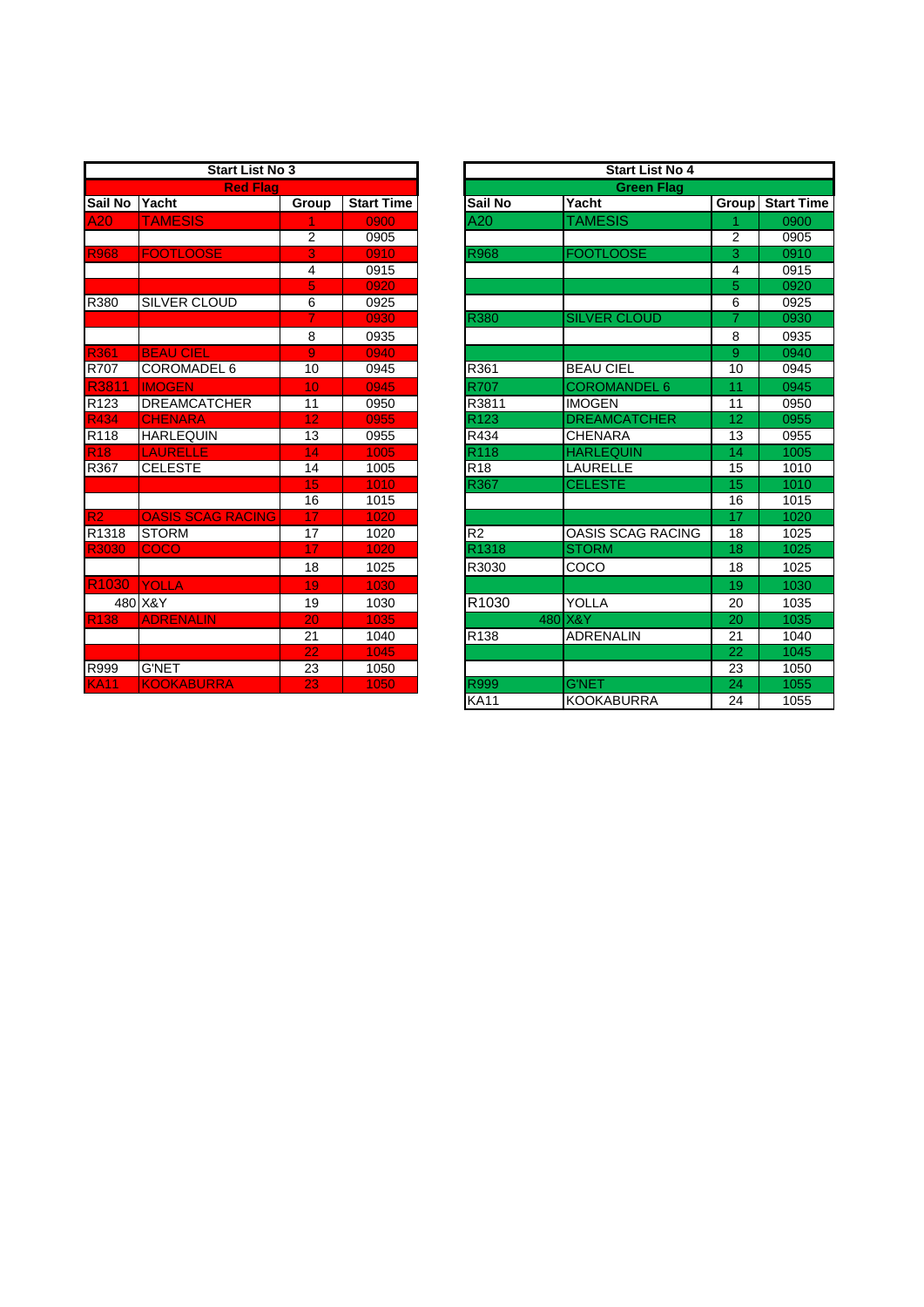| Start List No 3 | | | |
|---|---|---|---|
| Red Flag | | | |
| **Sail No** | **Yacht** | **Group** | **Start Time** |
| A20 | TAMESIS | 1 | 0900 |
| | | 2 | 0905 |
| R968 | FOOTLOOSE | 3 | 0910 |
| | | 4 | 0915 |
| | | 5 | 0920 |
| R380 | SILVER CLOUD | 6 | 0925 |
| | | 7 | 0930 |
| | | 8 | 0935 |
| R361 | BEAU CIEL | 9 | 0940 |
| R707 | COROMADEL 6 | 10 | 0945 |
| R3811 | IMOGEN | 10 | 0945 |
| R123 | DREAMCATCHER | 11 | 0950 |
| R434 | CHENARA | 12 | 0955 |
| R118 | HARLEQUIN | 13 | 0955 |
| R18 | LAURELLE | 14 | 1005 |
| R367 | CELESTE | 14 | 1005 |
| | | 15 | 1010 |
| | | 16 | 1015 |
| R2 | OASIS SCAG RACING | 17 | 1020 |
| R1318 | STORM | 17 | 1020 |
| R3030 | COCO | 17 | 1020 |
| | | 18 | 1025 |
| R1030 | YOLLA | 19 | 1030 |
| 480 | X&Y | 19 | 1030 |
| R138 | ADRENALIN | 20 | 1035 |
| | | 21 | 1040 |
| | | 22 | 1045 |
| R999 | G'NET | 23 | 1050 |
| KA11 | KOOKABURRA | 23 | 1050 |

| Start List No 4 | | | |
|---|---|---|---|
| Green Flag | | | |
| **Sail No** | **Yacht** | **Group** | **Start Time** |
| A20 | TAMESIS | 1 | 0900 |
| | | 2 | 0905 |
| R968 | FOOTLOOSE | 3 | 0910 |
| | | 4 | 0915 |
| | | 5 | 0920 |
| | | 6 | 0925 |
| R380 | SILVER CLOUD | 7 | 0930 |
| | | 8 | 0935 |
| | | 9 | 0940 |
| R361 | BEAU CIEL | 10 | 0945 |
| R707 | COROMANDEL 6 | 11 | 0945 |
| R3811 | IMOGEN | 11 | 0950 |
| R123 | DREAMCATCHER | 12 | 0955 |
| R434 | CHENARA | 13 | 0955 |
| R118 | HARLEQUIN | 14 | 1005 |
| R18 | LAURELLE | 15 | 1010 |
| R367 | CELESTE | 15 | 1010 |
| | | 16 | 1015 |
| | | 17 | 1020 |
| R2 | OASIS SCAG RACING | 18 | 1025 |
| R1318 | STORM | 18 | 1025 |
| R3030 | COCO | 18 | 1025 |
| | | 19 | 1030 |
| R1030 | YOLLA | 20 | 1035 |
| 480 | X&Y | 20 | 1035 |
| R138 | ADRENALIN | 21 | 1040 |
| | | 22 | 1045 |
| | | 23 | 1050 |
| R999 | G'NET | 24 | 1055 |
| KA11 | KOOKABURRA | 24 | 1055 |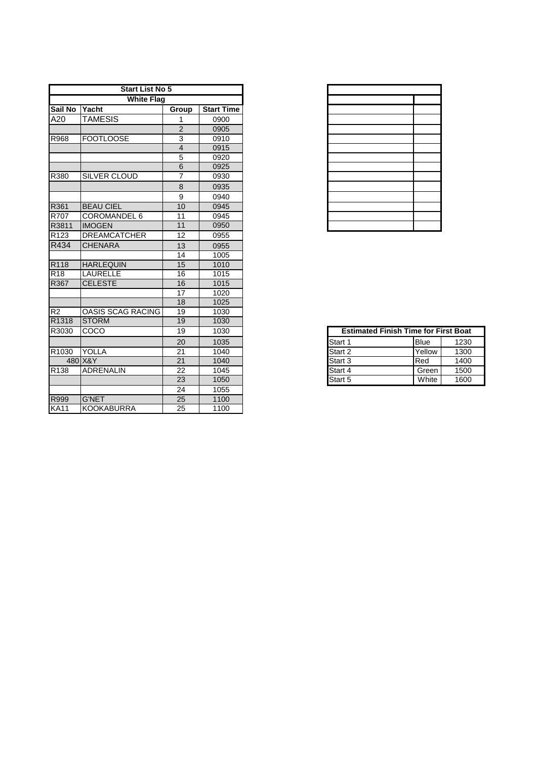| Start List No 5 | | | |
|---|---|---|---|
| White Flag | | | |
| Sail No | Yacht | Group | Start Time |
| A20 | TAMESIS | 1 | 0900 |
| | | 2 | 0905 |
| R968 | FOOTLOOSE | 3 | 0910 |
| | | 4 | 0915 |
| | | 5 | 0920 |
| | | 6 | 0925 |
| R380 | SILVER CLOUD | 7 | 0930 |
| | | 8 | 0935 |
| | | 9 | 0940 |
| R361 | BEAU CIEL | 10 | 0945 |
| R707 | COROMANDEL 6 | 11 | 0945 |
| R3811 | IMOGEN | 11 | 0950 |
| R123 | DREAMCATCHER | 12 | 0955 |
| R434 | CHENARA | 13 | 0955 |
| | | 14 | 1005 |
| R118 | HARLEQUIN | 15 | 1010 |
| R18 | LAURELLE | 16 | 1015 |
| R367 | CELESTE | 16 | 1015 |
| | | 17 | 1020 |
| | | 18 | 1025 |
| R2 | OASIS SCAG RACING | 19 | 1030 |
| R1318 | STORM | 19 | 1030 |
| R3030 | COCO | 19 | 1030 |
| | | 20 | 1035 |
| R1030 | YOLLA | 21 | 1040 |
| 480 | X&Y | 21 | 1040 |
| R138 | ADRENALIN | 22 | 1045 |
| | | 23 | 1050 |
| | | 24 | 1055 |
| R999 | G'NET | 25 | 1100 |
| KA11 | KOOKABURRA | 25 | 1100 |

| Estimated Finish Time for First Boat | | |
|---|---|---|
| Start 1 | Blue | 1230 |
| Start 2 | Yellow | 1300 |
| Start 3 | Red | 1400 |
| Start 4 | Green | 1500 |
| Start 5 | White | 1600 |